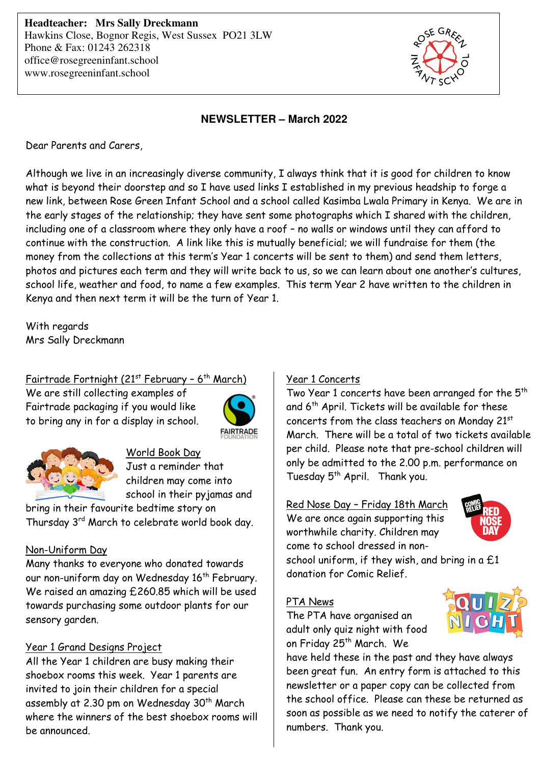**Headteacher: Mrs Sally Dreckmann**
Hawkins Close, Bognor Regis, West Sussex PO21 3LW
Phone & Fax: 01243 262318
office@rosegreeninfant.school
www.rosegreeninfant.school

## NEWSLETTER – March 2022

Dear Parents and Carers,

Although we live in an increasingly diverse community, I always think that it is good for children to know what is beyond their doorstep and so I have used links I established in my previous headship to forge a new link, between Rose Green Infant School and a school called Kasimba Lwala Primary in Kenya. We are in the early stages of the relationship; they have sent some photographs which I shared with the children, including one of a classroom where they only have a roof – no walls or windows until they can afford to continue with the construction. A link like this is mutually beneficial; we will fundraise for them (the money from the collections at this term's Year 1 concerts will be sent to them) and send them letters, photos and pictures each term and they will write back to us, so we can learn about one another's cultures, school life, weather and food, to name a few examples. This term Year 2 have written to the children in Kenya and then next term it will be the turn of Year 1.

With regards
Mrs Sally Dreckmann

### Fairtrade Fortnight (21st February – 6th March)

We are still collecting examples of Fairtrade packaging if you would like to bring any in for a display in school.

### World Book Day

Just a reminder that children may come into school in their pyjamas and bring in their favourite bedtime story on Thursday 3rd March to celebrate world book day.

### Non-Uniform Day

Many thanks to everyone who donated towards our non-uniform day on Wednesday 16th February. We raised an amazing £260.85 which will be used towards purchasing some outdoor plants for our sensory garden.

### Year 1 Grand Designs Project

All the Year 1 children are busy making their shoebox rooms this week. Year 1 parents are invited to join their children for a special assembly at 2.30 pm on Wednesday 30th March where the winners of the best shoebox rooms will be announced.

### Year 1 Concerts

Two Year 1 concerts have been arranged for the 5th and 6th April. Tickets will be available for these concerts from the class teachers on Monday 21st March. There will be a total of two tickets available per child. Please note that pre-school children will only be admitted to the 2.00 p.m. performance on Tuesday 5th April. Thank you.

### Red Nose Day – Friday 18th March

We are once again supporting this worthwhile charity. Children may come to school dressed in non-school uniform, if they wish, and bring in a £1 donation for Comic Relief.

### PTA News

The PTA have organised an adult only quiz night with food on Friday 25th March. We have held these in the past and they have always been great fun. An entry form is attached to this newsletter or a paper copy can be collected from the school office. Please can these be returned as soon as possible as we need to notify the caterer of numbers. Thank you.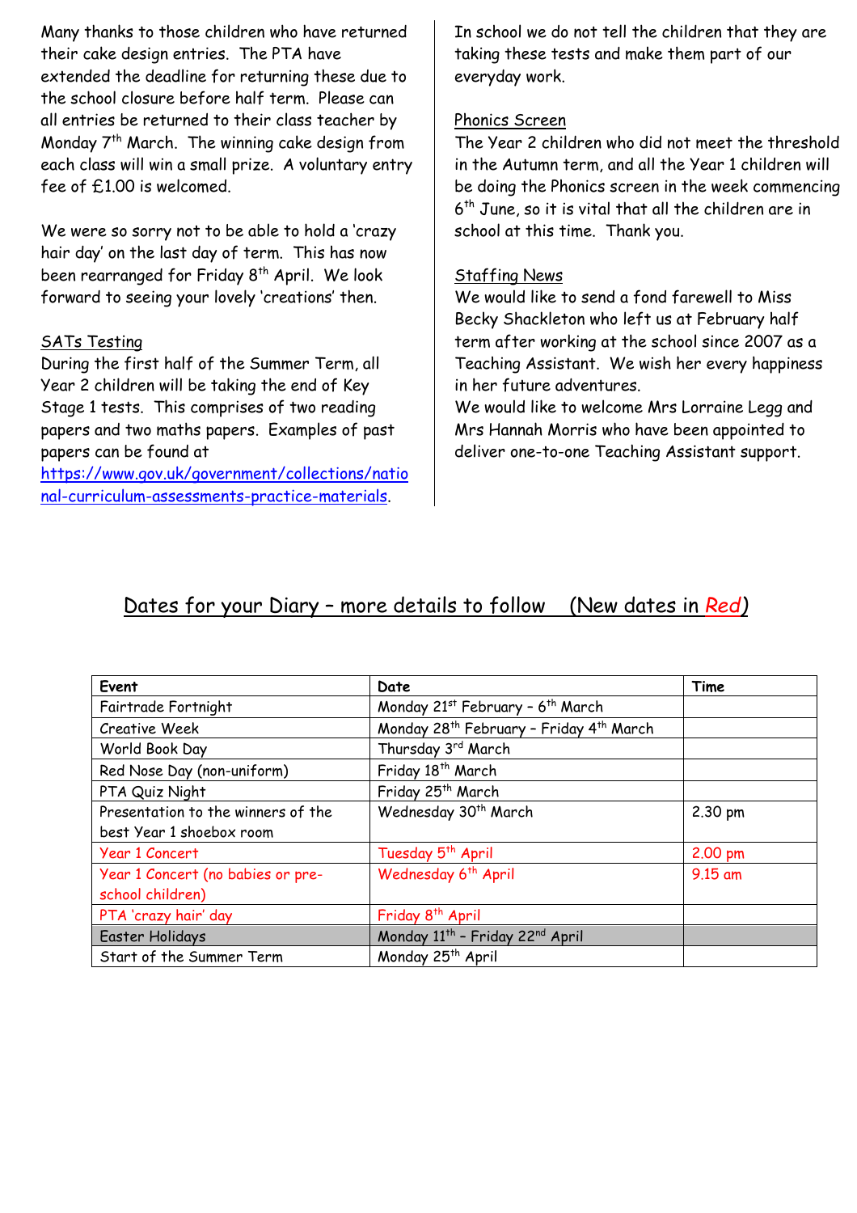Many thanks to those children who have returned their cake design entries. The PTA have extended the deadline for returning these due to the school closure before half term. Please can all entries be returned to their class teacher by Monday 7th March. The winning cake design from each class will win a small prize. A voluntary entry fee of £1.00 is welcomed.

We were so sorry not to be able to hold a 'crazy hair day' on the last day of term. This has now been rearranged for Friday 8th April. We look forward to seeing your lovely 'creations' then.

## SATs Testing

During the first half of the Summer Term, all Year 2 children will be taking the end of Key Stage 1 tests. This comprises of two reading papers and two maths papers. Examples of past papers can be found at https://www.gov.uk/government/collections/national-curriculum-assessments-practice-materials.

In school we do not tell the children that they are taking these tests and make them part of our everyday work.

## Phonics Screen

The Year 2 children who did not meet the threshold in the Autumn term, and all the Year 1 children will be doing the Phonics screen in the week commencing 6th June, so it is vital that all the children are in school at this time. Thank you.

## Staffing News

We would like to send a fond farewell to Miss Becky Shackleton who left us at February half term after working at the school since 2007 as a Teaching Assistant. We wish her every happiness in her future adventures.

We would like to welcome Mrs Lorraine Legg and Mrs Hannah Morris who have been appointed to deliver one-to-one Teaching Assistant support.

## Dates for your Diary – more details to follow (New dates in *Red*)

| Event | Date | Time |
|---|---|---|
| Fairtrade Fortnight | Monday 21st February – 6th March | |
| Creative Week | Monday 28th February – Friday 4th March | |
| World Book Day | Thursday 3rd March | |
| Red Nose Day (non-uniform) | Friday 18th March | |
| PTA Quiz Night | Friday 25th March | |
| Presentation to the winners of the best Year 1 shoebox room | Wednesday 30th March | 2.30 pm |
| Year 1 Concert | Tuesday 5th April | 2.00 pm |
| Year 1 Concert (no babies or pre-school children) | Wednesday 6th April | 9.15 am |
| PTA 'crazy hair' day | Friday 8th April | |
| Easter Holidays | Monday 11th – Friday 22nd April | |
| Start of the Summer Term | Monday 25th April | |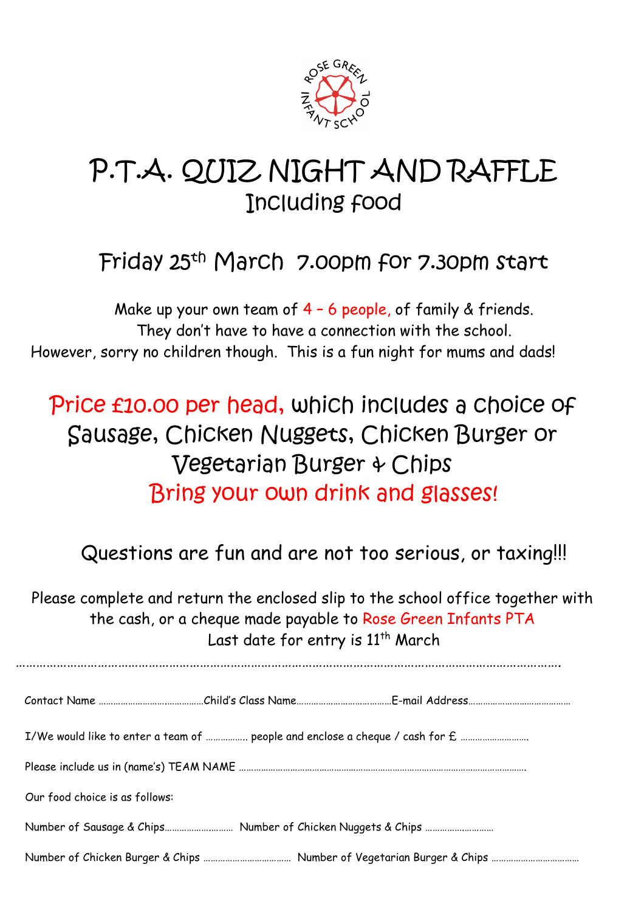ROSE GREEN INFANT SCHOOL

# P.T.A. QUIZ NIGHT AND RAFFLE

## Including food

## Friday 25th March 7.00pm for 7.30pm start

Make up your own team of 4 – 6 people, of family & friends.
They don't have to have a connection with the school.
However, sorry no children though. This is a fun night for mums and dads!

**Price £10.00 per head,** which includes a choice of Sausage, Chicken Nuggets, Chicken Burger or Vegetarian Burger & Chips
**Bring your own drink and glasses!**

Questions are fun and are not too serious, or taxing!!!

Please complete and return the enclosed slip to the school office together with the cash, or a cheque made payable to Rose Green Infants PTA
Last date for entry is 11th March

…………………………………………………………………………………………………………………………………

Contact Name ……………………………………Child's Class Name…………………………………E-mail Address……………………………………

I/We would like to enter a team of ……………. people and enclose a cheque / cash for £ ……………………….

Please include us in (name's) TEAM NAME …………………………………………………………………………………………………….

Our food choice is as follows:

Number of Sausage & Chips……………………… Number of Chicken Nuggets & Chips ……………………….

Number of Chicken Burger & Chips ……………………………… Number of Vegetarian Burger & Chips ………………………………